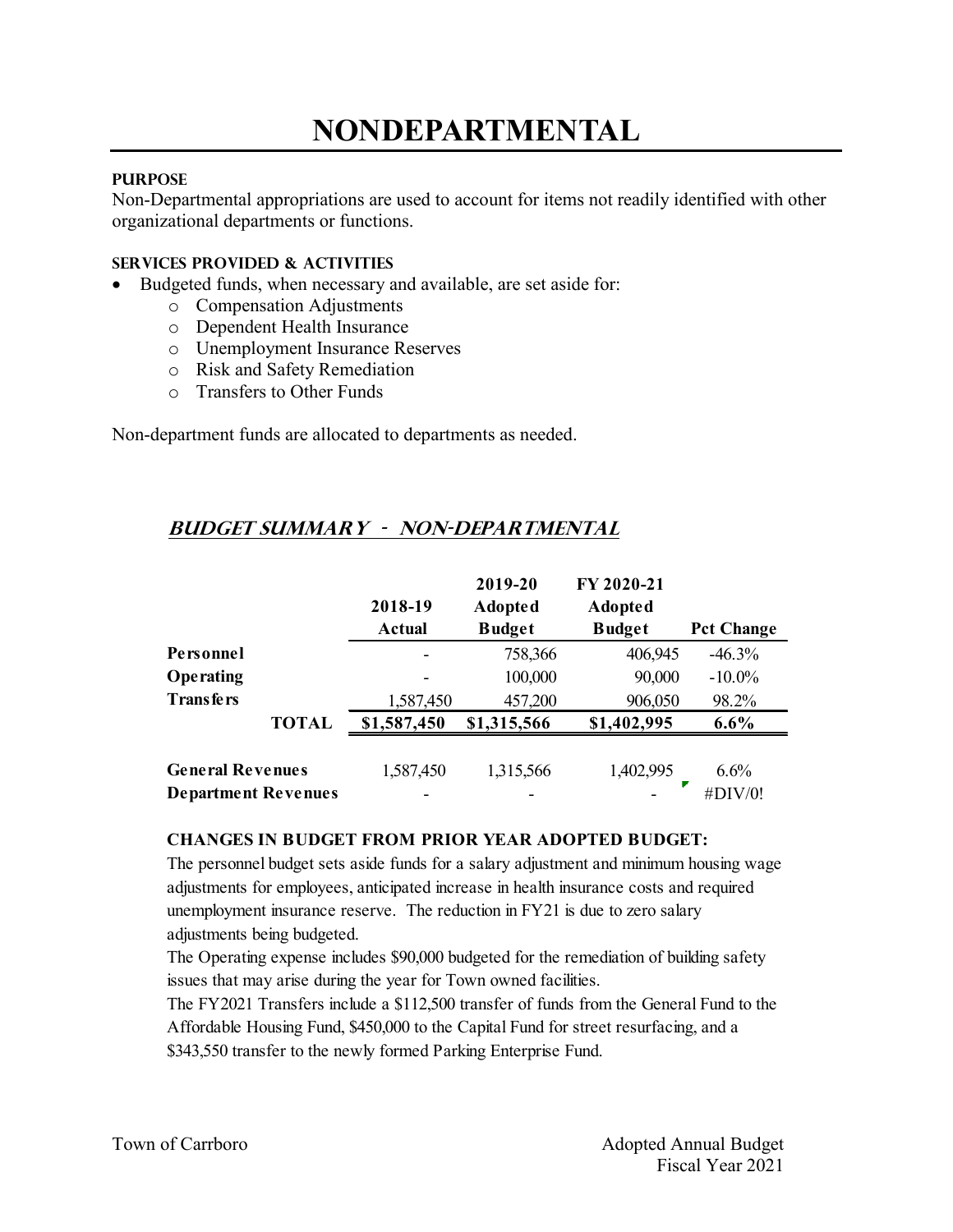# NONDEPARTMENTAL

**PURPOSE**

Non-Departmental appropriations are used to account for items not readily identified with other organizational departments or functions.

**SERVICES PROVIDED & ACTIVITIES**

- Budgeted funds, when necessary and available, are set aside for:
  - Compensation Adjustments
  - Dependent Health Insurance
  - Unemployment Insurance Reserves
  - Risk and Safety Remediation
  - Transfers to Other Funds

Non-department funds are allocated to departments as needed.

## *BUDGET SUMMARY - NON-DEPARTMENTAL*

| | 2018-19 Actual | 2019-20 Adopted Budget | FY 2020-21 Adopted Budget | Pct Change |
|---|---|---|---|---|
| **Personnel** | - | 758,366 | 406,945 | -46.3% |
| **Operating** | - | 100,000 | 90,000 | -10.0% |
| **Transfers** | 1,587,450 | 457,200 | 906,050 | 98.2% |
| **TOTAL** | **$1,587,450** | **$1,315,566** | **$1,402,995** | **6.6%** |
| | | | | |
| **General Revenues** | 1,587,450 | 1,315,566 | 1,402,995 | 6.6% |
| **Department Revenues** | - | - | - | #DIV/0! |

**CHANGES IN BUDGET FROM PRIOR YEAR ADOPTED BUDGET:**

The personnel budget sets aside funds for a salary adjustment and minimum housing wage adjustments for employees, anticipated increase in health insurance costs and required unemployment insurance reserve. The reduction in FY21 is due to zero salary adjustments being budgeted.

The Operating expense includes $90,000 budgeted for the remediation of building safety issues that may arise during the year for Town owned facilities.

The FY2021 Transfers include a $112,500 transfer of funds from the General Fund to the Affordable Housing Fund, $450,000 to the Capital Fund for street resurfacing, and a $343,550 transfer to the newly formed Parking Enterprise Fund.